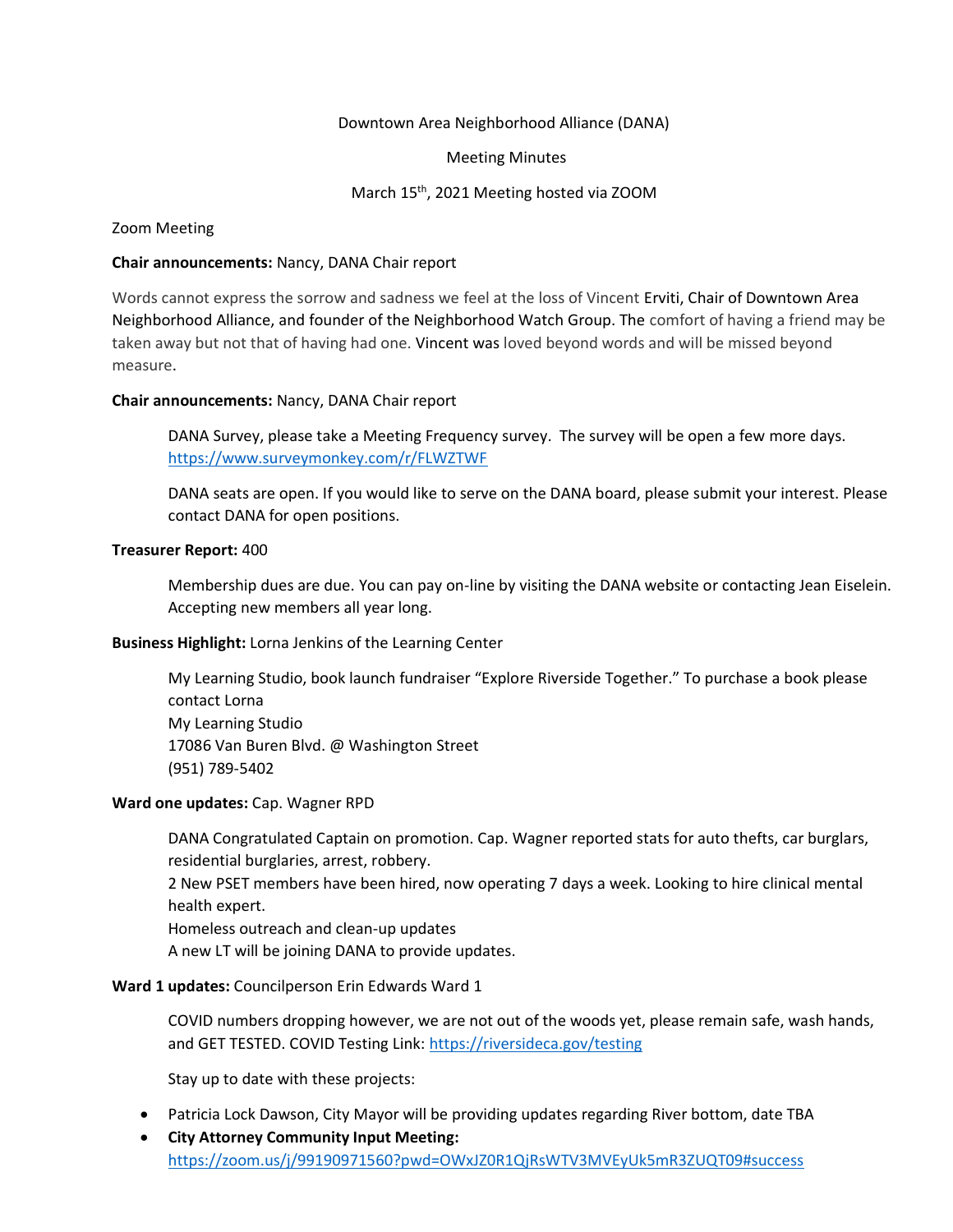Downtown Area Neighborhood Alliance (DANA)

Meeting Minutes

March 15th, 2021 Meeting hosted via ZOOM

Zoom Meeting

**Chair announcements:** Nancy, DANA Chair report

Words cannot express the sorrow and sadness we feel at the loss of Vincent Erviti, Chair of Downtown Area Neighborhood Alliance, and founder of the Neighborhood Watch Group. The comfort of having a friend may be taken away but not that of having had one. Vincent was loved beyond words and will be missed beyond measure.

**Chair announcements:** Nancy, DANA Chair report

DANA Survey, please take a Meeting Frequency survey. The survey will be open a few more days. https://www.surveymonkey.com/r/FLWZTWF

DANA seats are open. If you would like to serve on the DANA board, please submit your interest. Please contact DANA for open positions.

**Treasurer Report:** 400

Membership dues are due. You can pay on-line by visiting the DANA website or contacting Jean Eiselein. Accepting new members all year long.

**Business Highlight:** Lorna Jenkins of the Learning Center

My Learning Studio, book launch fundraiser "Explore Riverside Together." To purchase a book please contact Lorna
My Learning Studio
17086 Van Buren Blvd. @ Washington Street
(951) 789-5402

**Ward one updates:** Cap. Wagner RPD

DANA Congratulated Captain on promotion. Cap. Wagner reported stats for auto thefts, car burglars, residential burglaries, arrest, robbery.
2 New PSET members have been hired, now operating 7 days a week. Looking to hire clinical mental health expert.
Homeless outreach and clean-up updates
A new LT will be joining DANA to provide updates.

**Ward 1 updates:** Councilperson Erin Edwards Ward 1

COVID numbers dropping however, we are not out of the woods yet, please remain safe, wash hands, and GET TESTED. COVID Testing Link: https://riversideca.gov/testing

Stay up to date with these projects:

- Patricia Lock Dawson, City Mayor will be providing updates regarding River bottom, date TBA
- **City Attorney Community Input Meeting:** https://zoom.us/j/99190971560?pwd=OWxJZ0R1QjRsWTV3MVEyUk5mR3ZUQT09#success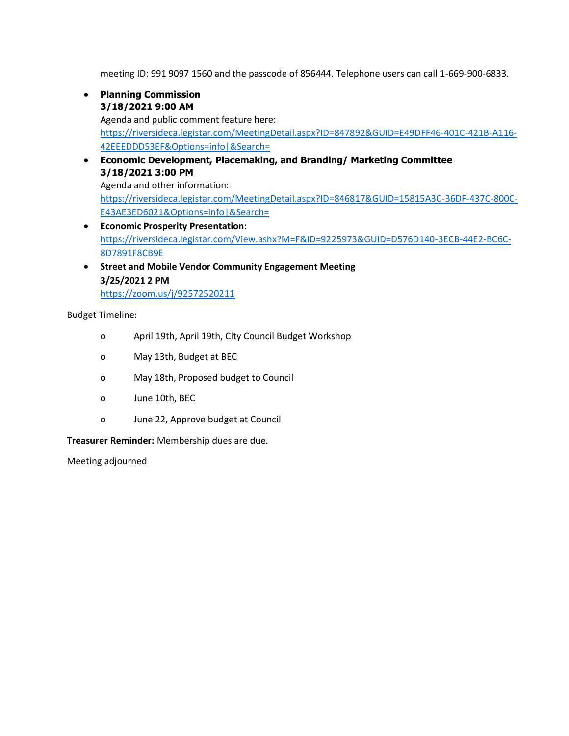meeting ID: 991 9097 1560 and the passcode of 856444. Telephone users can call 1-669-900-6833.

- **Planning Commission**
  **3/18/2021 9:00 AM**
  Agenda and public comment feature here:
  https://riversideca.legistar.com/MeetingDetail.aspx?ID=847892&GUID=E49DFF46-401C-421B-A116-42EEEDDD53EF&Options=info|&Search=
- **Economic Development, Placemaking, and Branding/ Marketing Committee**
  **3/18/2021 3:00 PM**
  Agenda and other information:
  https://riversideca.legistar.com/MeetingDetail.aspx?ID=846817&GUID=15815A3C-36DF-437C-800C-E43AE3ED6021&Options=info|&Search=
- **Economic Prosperity Presentation:**
  https://riversideca.legistar.com/View.ashx?M=F&ID=9225973&GUID=D576D140-3ECB-44E2-BC6C-8D7891F8CB9E
- **Street and Mobile Vendor Community Engagement Meeting**
  **3/25/2021 2 PM**
  https://zoom.us/j/92572520211

Budget Timeline:

- April 19th, April 19th, City Council Budget Workshop
- May 13th, Budget at BEC
- May 18th, Proposed budget to Council
- June 10th, BEC
- June 22, Approve budget at Council

**Treasurer Reminder:** Membership dues are due.

Meeting adjourned